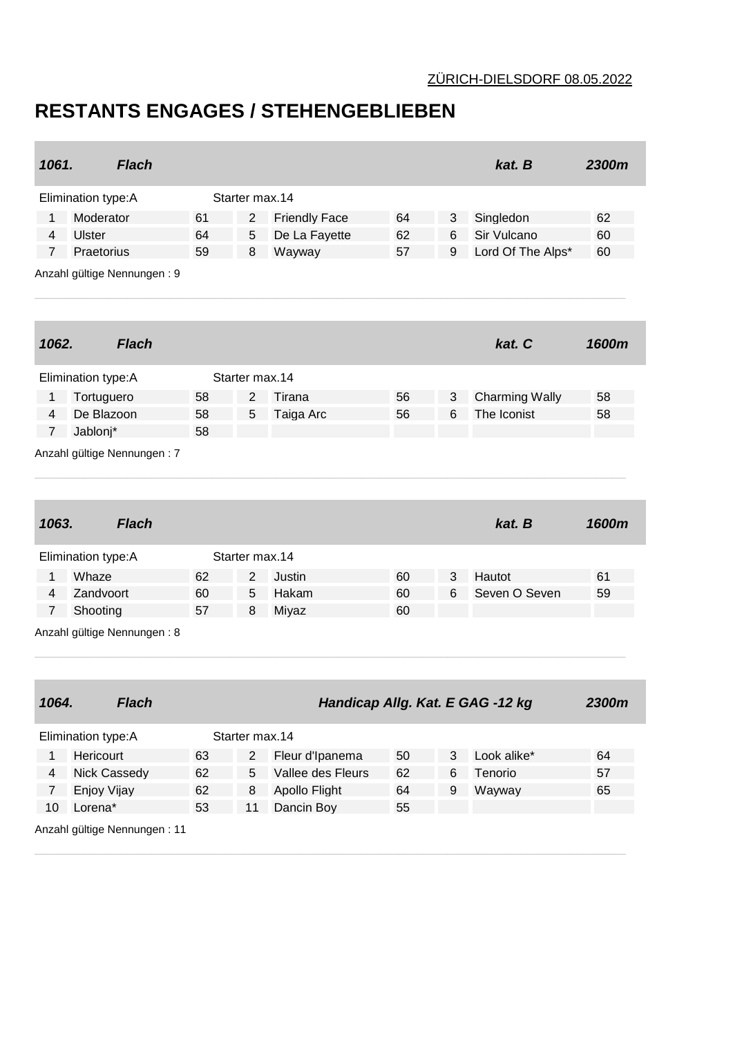ZÜRICH-DIELSDORF 08.05.2022

# RESTANTS ENGAGES / STEHENGEBLIEBEN

| *1061.* | *Flach* | | | | | | *kat. B* | *2300m* |
|---|---|---|---|---|---|---|---|---|
| Elimination type:A | | Starter max.14 | | | | | | |
| 1 | Moderator | 61 | 2 | Friendly Face | 64 | 3 | Singledon | 62 |
| 4 | Ulster | 64 | 5 | De La Fayette | 62 | 6 | Sir Vulcano | 60 |
| 7 | Praetorius | 59 | 8 | Wayway | 57 | 9 | Lord Of The Alps* | 60 |

Anzahl gültige Nennungen : 9

| *1062.* | *Flach* | | | | | | *kat. C* | *1600m* |
|---|---|---|---|---|---|---|---|---|
| Elimination type:A | | Starter max.14 | | | | | | |
| 1 | Tortuguero | 58 | 2 | Tirana | 56 | 3 | Charming Wally | 58 |
| 4 | De Blazoon | 58 | 5 | Taiga Arc | 56 | 6 | The Iconist | 58 |
| 7 | Jablonj* | 58 | | | | | | |

Anzahl gültige Nennungen : 7

| *1063.* | *Flach* | | | | | | *kat. B* | *1600m* |
|---|---|---|---|---|---|---|---|---|
| Elimination type:A | | Starter max.14 | | | | | | |
| 1 | Whaze | 62 | 2 | Justin | 60 | 3 | Hautot | 61 |
| 4 | Zandvoort | 60 | 5 | Hakam | 60 | 6 | Seven O Seven | 59 |
| 7 | Shooting | 57 | 8 | Miyaz | 60 | | | |

Anzahl gültige Nennungen : 8

| *1064.* | *Flach* | | | *Handicap Allg. Kat. E GAG -12 kg* | | | | *2300m* |
|---|---|---|---|---|---|---|---|---|
| Elimination type:A | | Starter max.14 | | | | | | |
| 1 | Hericourt | 63 | 2 | Fleur d'Ipanema | 50 | 3 | Look alike* | 64 |
| 4 | Nick Cassedy | 62 | 5 | Vallee des Fleurs | 62 | 6 | Tenorio | 57 |
| 7 | Enjoy Vijay | 62 | 8 | Apollo Flight | 64 | 9 | Wayway | 65 |
| 10 | Lorena* | 53 | 11 | Dancin Boy | 55 | | | |

Anzahl gültige Nennungen : 11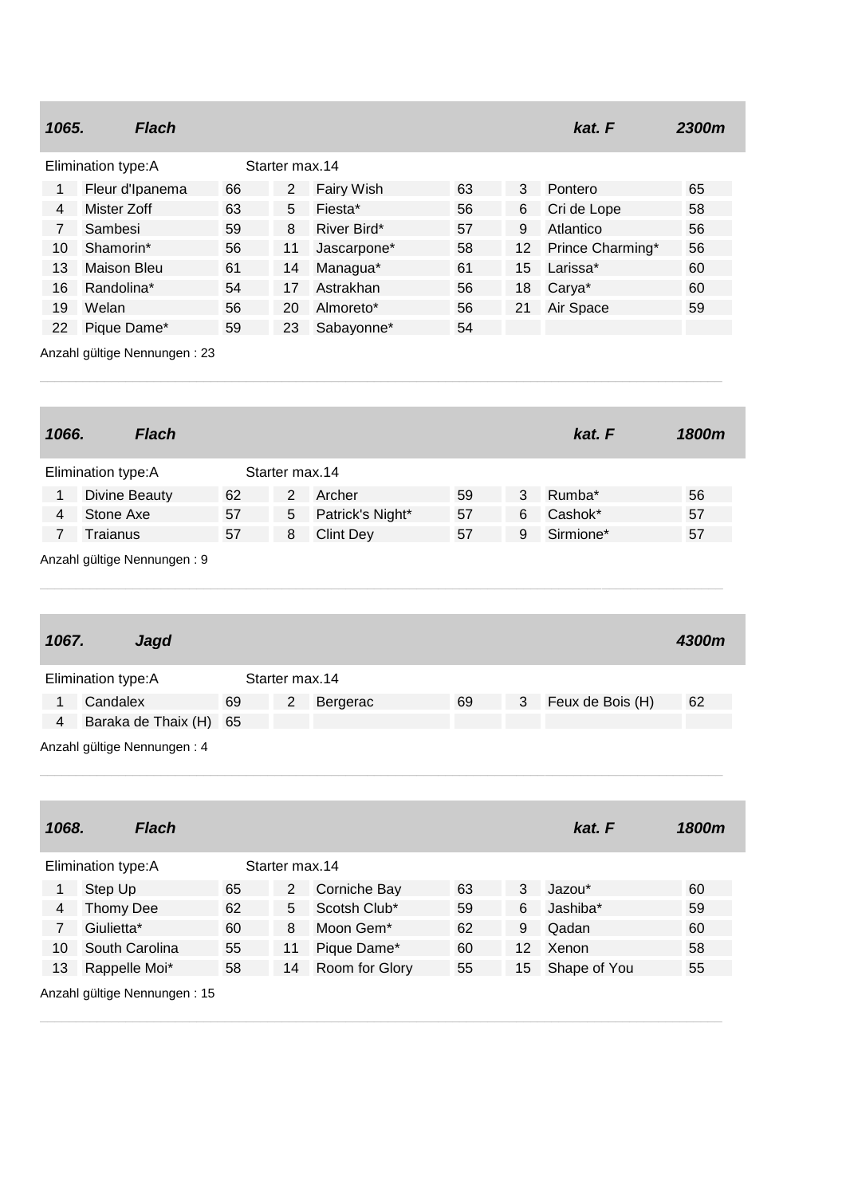## 1065. Flach — kat. F — 2300m

Elimination type:A — Starter max.14

| | | | | | | | | |
|---|---|---|---|---|---|---|---|---|
| 1 | Fleur d'Ipanema | 66 | 2 | Fairy Wish | 63 | 3 | Pontero | 65 |
| 4 | Mister Zoff | 63 | 5 | Fiesta* | 56 | 6 | Cri de Lope | 58 |
| 7 | Sambesi | 59 | 8 | River Bird* | 57 | 9 | Atlantico | 56 |
| 10 | Shamorin* | 56 | 11 | Jascarpone* | 58 | 12 | Prince Charming* | 56 |
| 13 | Maison Bleu | 61 | 14 | Managua* | 61 | 15 | Larissa* | 60 |
| 16 | Randolina* | 54 | 17 | Astrakhan | 56 | 18 | Carya* | 60 |
| 19 | Welan | 56 | 20 | Almoreto* | 56 | 21 | Air Space | 59 |
| 22 | Pique Dame* | 59 | 23 | Sabayonne* | 54 | | | |

Anzahl gültige Nennungen : 23

## 1066. Flach — kat. F — 1800m

Elimination type:A — Starter max.14

| | | | | | | | | |
|---|---|---|---|---|---|---|---|---|
| 1 | Divine Beauty | 62 | 2 | Archer | 59 | 3 | Rumba* | 56 |
| 4 | Stone Axe | 57 | 5 | Patrick's Night* | 57 | 6 | Cashok* | 57 |
| 7 | Traianus | 57 | 8 | Clint Dey | 57 | 9 | Sirmione* | 57 |

Anzahl gültige Nennungen : 9

## 1067. Jagd — 4300m

Elimination type:A — Starter max.14

| | | | | | | | | |
|---|---|---|---|---|---|---|---|---|
| 1 | Candalex | 69 | 2 | Bergerac | 69 | 3 | Feux de Bois (H) | 62 |
| 4 | Baraka de Thaix (H) | 65 | | | | | | |

Anzahl gültige Nennungen : 4

## 1068. Flach — kat. F — 1800m

Elimination type:A — Starter max.14

| | | | | | | | | |
|---|---|---|---|---|---|---|---|---|
| 1 | Step Up | 65 | 2 | Corniche Bay | 63 | 3 | Jazou* | 60 |
| 4 | Thomy Dee | 62 | 5 | Scotsh Club* | 59 | 6 | Jashiba* | 59 |
| 7 | Giulietta* | 60 | 8 | Moon Gem* | 62 | 9 | Qadan | 60 |
| 10 | South Carolina | 55 | 11 | Pique Dame* | 60 | 12 | Xenon | 58 |
| 13 | Rappelle Moi* | 58 | 14 | Room for Glory | 55 | 15 | Shape of You | 55 |

Anzahl gültige Nennungen : 15